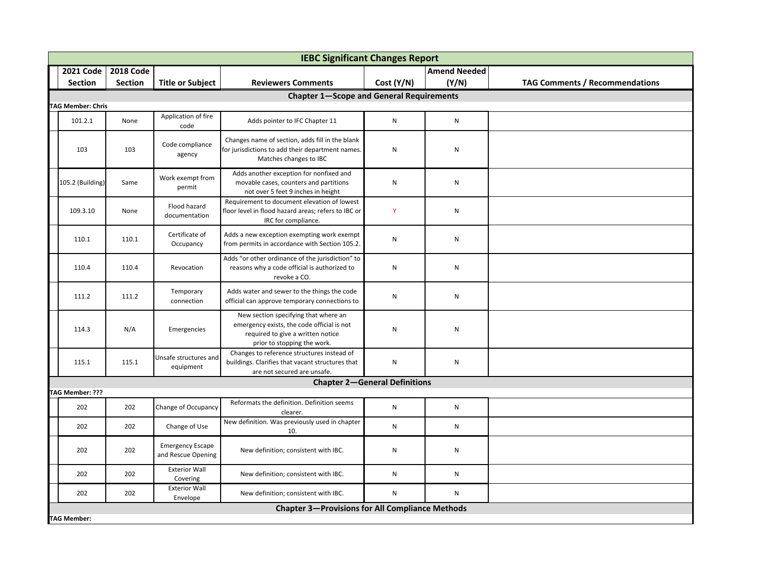# IEBC Significant Changes Report

| 2021 Code Section | 2018 Code Section | Title or Subject | Reviewers Comments | Cost (Y/N) | Amend Needed (Y/N) | TAG Comments / Recommendations |
|---|---|---|---|---|---|---|
| **Chapter 1—Scope and General Requirements** | | | | | | |
| **TAG Member: Chris** | | | | | | |
| 101.2.1 | None | Application of fire code | Adds pointer to IFC Chapter 11 | N | N | |
| 103 | 103 | Code compliance agency | Changes name of section, adds fill in the blank for jurisdictions to add their department names. Matches changes to IBC | N | N | |
| 105.2 (Building) | Same | Work exempt from permit | Adds another exception for nonfixed and movable cases, counters and partitions not over 5 feet 9 inches in height | N | N | |
| 109.3.10 | None | Flood hazard documentation | Requirement to document elevation of lowest floor level in flood hazard areas; refers to IBC or IRC for compliance. | Y | N | |
| 110.1 | 110.1 | Certificate of Occupancy | Adds a new exception exempting work exempt from permits in accordance with Section 105.2. | N | N | |
| 110.4 | 110.4 | Revocation | Adds "or other ordinance of the jurisdiction" to reasons why a code official is authorized to revoke a CO. | N | N | |
| 111.2 | 111.2 | Temporary connection | Adds water and sewer to the things the code official can approve temporary connections to | N | N | |
| 114.3 | N/A | Emergencies | New section specifying that where an emergency exists, the code official is not required to give a written notice prior to stopping the work. | N | N | |
| 115.1 | 115.1 | Unsafe structures and equipment | Changes to reference structures instead of buildings. Clarifies that vacant structures that are not secured are unsafe. | N | N | |
| **Chapter 2—General Definitions** | | | | | | |
| **TAG Member: ???** | | | | | | |
| 202 | 202 | Change of Occupancy | Reformats the definition. Definition seems clearer. | N | N | |
| 202 | 202 | Change of Use | New definition. Was previously used in chapter 10. | N | N | |
| 202 | 202 | Emergency Escape and Rescue Opening | New definition; consistent with IBC. | N | N | |
| 202 | 202 | Exterior Wall Covering | New definition; consistent with IBC. | N | N | |
| 202 | 202 | Exterior Wall Envelope | New definition; consistent with IBC. | N | N | |
| **Chapter 3—Provisions for All Compliance Methods** | | | | | | |
| **TAG Member:** | | | | | | |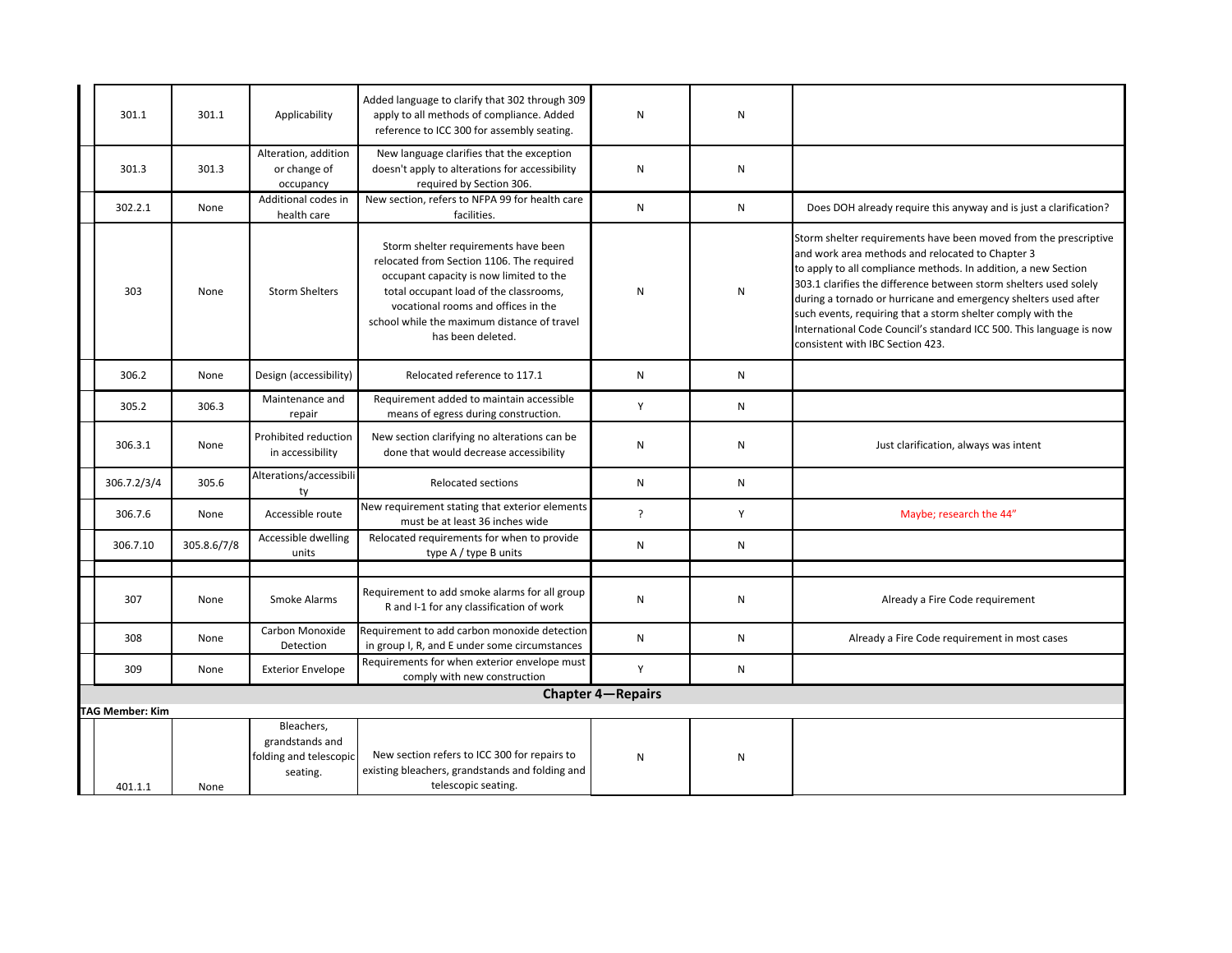| | | | | | | |
|---|---|---|---|---|---|---|
| 301.1 | 301.1 | Applicability | Added language to clarify that 302 through 309 apply to all methods of compliance. Added reference to ICC 300 for assembly seating. | N | N | |
| 301.3 | 301.3 | Alteration, addition or change of occupancy | New language clarifies that the exception doesn't apply to alterations for accessibility required by Section 306. | N | N | |
| 302.2.1 | None | Additional codes in health care | New section, refers to NFPA 99 for health care facilities. | N | N | Does DOH already require this anyway and is just a clarification? |
| 303 | None | Storm Shelters | Storm shelter requirements have been relocated from Section 1106. The required occupant capacity is now limited to the total occupant load of the classrooms, vocational rooms and offices in the school while the maximum distance of travel has been deleted. | N | N | Storm shelter requirements have been moved from the prescriptive and work area methods and relocated to Chapter 3 to apply to all compliance methods. In addition, a new Section 303.1 clarifies the difference between storm shelters used solely during a tornado or hurricane and emergency shelters used after such events, requiring that a storm shelter comply with the International Code Council's standard ICC 500. This language is now consistent with IBC Section 423. |
| 306.2 | None | Design (accessibility) | Relocated reference to 117.1 | N | N | |
| 305.2 | 306.3 | Maintenance and repair | Requirement added to maintain accessible means of egress during construction. | Y | N | |
| 306.3.1 | None | Prohibited reduction in accessibility | New section clarifying no alterations can be done that would decrease accessibility | N | N | Just clarification, always was intent |
| 306.7.2/3/4 | 305.6 | Alterations/accessibility | Relocated sections | N | N | |
| 306.7.6 | None | Accessible route | New requirement stating that exterior elements must be at least 36 inches wide | ? | Y | Maybe; research the 44" |
| 306.7.10 | 305.8.6/7/8 | Accessible dwelling units | Relocated requirements for when to provide type A / type B units | N | N | |
| | | | | | | |
| 307 | None | Smoke Alarms | Requirement to add smoke alarms for all group R and I-1 for any classification of work | N | N | Already a Fire Code requirement |
| 308 | None | Carbon Monoxide Detection | Requirement to add carbon monoxide detection in group I, R, and E under some circumstances | N | N | Already a Fire Code requirement in most cases |
| 309 | None | Exterior Envelope | Requirements for when exterior envelope must comply with new construction | Y | N | |

## Chapter 4—Repairs

**TAG Member: Kim**

| | | | | | | |
|---|---|---|---|---|---|---|
| 401.1.1 | None | Bleachers, grandstands and folding and telescopic seating. | New section refers to ICC 300 for repairs to existing bleachers, grandstands and folding and telescopic seating. | N | N | |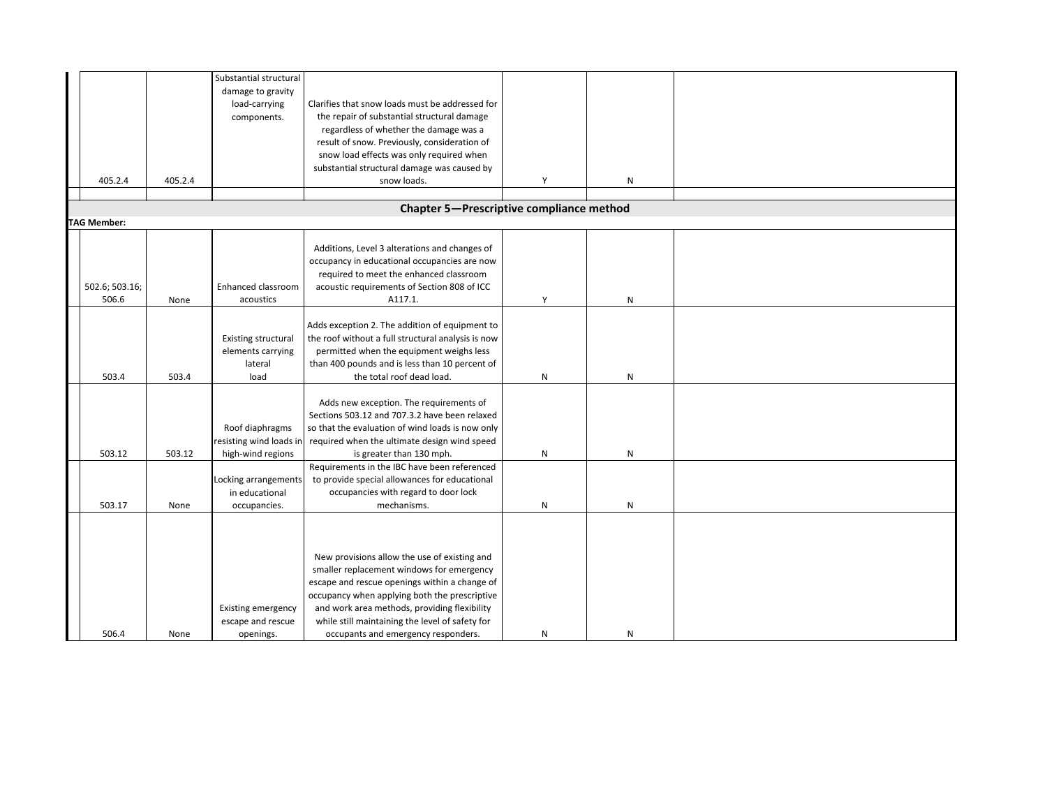| | | | | | | |
|---|---|---|---|---|---|---|
| 405.2.4 | 405.2.4 | Substantial structural damage to gravity load-carrying components. | Clarifies that snow loads must be addressed for the repair of substantial structural damage regardless of whether the damage was a result of snow. Previously, consideration of snow load effects was only required when substantial structural damage was caused by snow loads. | Y | N | |
| | | | | | | |

## Chapter 5—Prescriptive compliance method

**TAG Member:**

| | | | | | | |
|---|---|---|---|---|---|---|
| 502.6; 503.16; 506.6 | None | Enhanced classroom acoustics | Additions, Level 3 alterations and changes of occupancy in educational occupancies are now required to meet the enhanced classroom acoustic requirements of Section 808 of ICC A117.1. | Y | N | |
| 503.4 | 503.4 | Existing structural elements carrying lateral load | Adds exception 2. The addition of equipment to the roof without a full structural analysis is now permitted when the equipment weighs less than 400 pounds and is less than 10 percent of the total roof dead load. | N | N | |
| 503.12 | 503.12 | Roof diaphragms resisting wind loads in high-wind regions | Adds new exception. The requirements of Sections 503.12 and 707.3.2 have been relaxed so that the evaluation of wind loads is now only required when the ultimate design wind speed is greater than 130 mph. | N | N | |
| 503.17 | None | Locking arrangements in educational occupancies. | Requirements in the IBC have been referenced to provide special allowances for educational occupancies with regard to door lock mechanisms. | N | N | |
| 506.4 | None | Existing emergency escape and rescue openings. | New provisions allow the use of existing and smaller replacement windows for emergency escape and rescue openings within a change of occupancy when applying both the prescriptive and work area methods, providing flexibility while still maintaining the level of safety for occupants and emergency responders. | N | N | |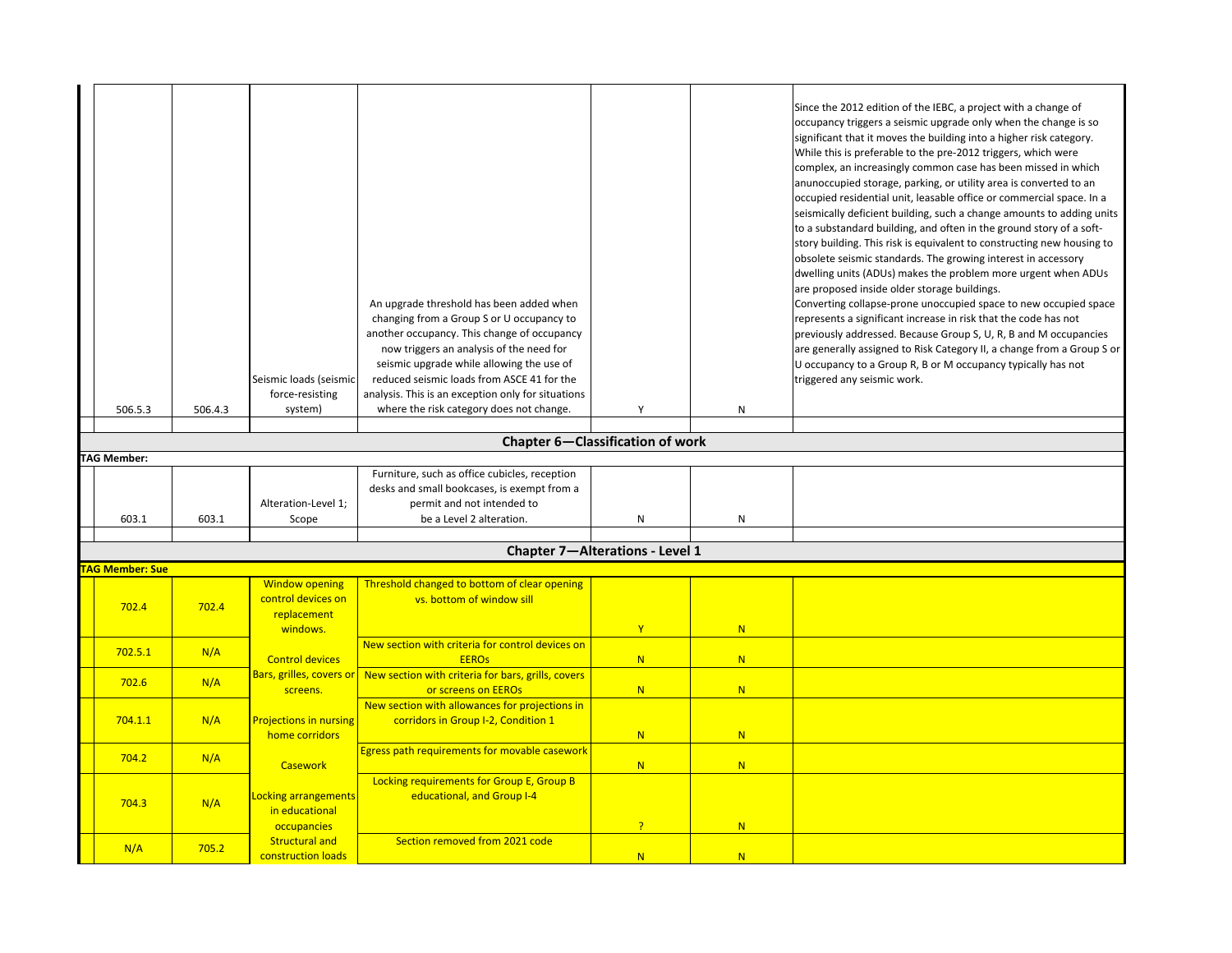| | | | | | | |
|---|---|---|---|---|---|---|
| 506.5.3 | 506.4.3 | Seismic loads (seismic force-resisting system) | An upgrade threshold has been added when changing from a Group S or U occupancy to another occupancy. This change of occupancy now triggers an analysis of the need for seismic upgrade while allowing the use of reduced seismic loads from ASCE 41 for the analysis. This is an exception only for situations where the risk category does not change. | Y | N | Since the 2012 edition of the IEBC, a project with a change of occupancy triggers a seismic upgrade only when the change is so significant that it moves the building into a higher risk category. While this is preferable to the pre-2012 triggers, which were complex, an increasingly common case has been missed in which anunoccupied storage, parking, or utility area is converted to an occupied residential unit, leasable office or commercial space. In a seismically deficient building, such a change amounts to adding units to a substandard building, and often in the ground story of a soft-story building. This risk is equivalent to constructing new housing to obsolete seismic standards. The growing interest in accessory dwelling units (ADUs) makes the problem more urgent when ADUs are proposed inside older storage buildings. Converting collapse-prone unoccupied space to new occupied space represents a significant increase in risk that the code has not previously addressed. Because Group S, U, R, B and M occupancies are generally assigned to Risk Category II, a change from a Group S or U occupancy to a Group R, B or M occupancy typically has not triggered any seismic work. |
| | | | | | | |
| **Chapter 6—Classification of work** | | | | | | |
| **TAG Member:** | | | | | | |
| 603.1 | 603.1 | Alteration-Level 1; Scope | Furniture, such as office cubicles, reception desks and small bookcases, is exempt from a permit and not intended to be a Level 2 alteration. | N | N | |
| | | | | | | |
| **Chapter 7—Alterations - Level 1** | | | | | | |
| **TAG Member: Sue** | | | | | | |
| 702.4 | 702.4 | Window opening control devices on replacement windows. | Threshold changed to bottom of clear opening vs. bottom of window sill | Y | N | |
| 702.5.1 | N/A | Control devices | New section with criteria for control devices on EEROs | N | N | |
| 702.6 | N/A | Bars, grilles, covers or screens. | New section with criteria for bars, grills, covers or screens on EEROs | N | N | |
| 704.1.1 | N/A | Projections in nursing home corridors | New section with allowances for projections in corridors in Group I-2, Condition 1 | N | N | |
| 704.2 | N/A | Casework | Egress path requirements for movable casework | N | N | |
| 704.3 | N/A | Locking arrangements in educational occupancies | Locking requirements for Group E, Group B educational, and Group I-4 | ? | N | |
| N/A | 705.2 | Structural and construction loads | Section removed from 2021 code | N | N | |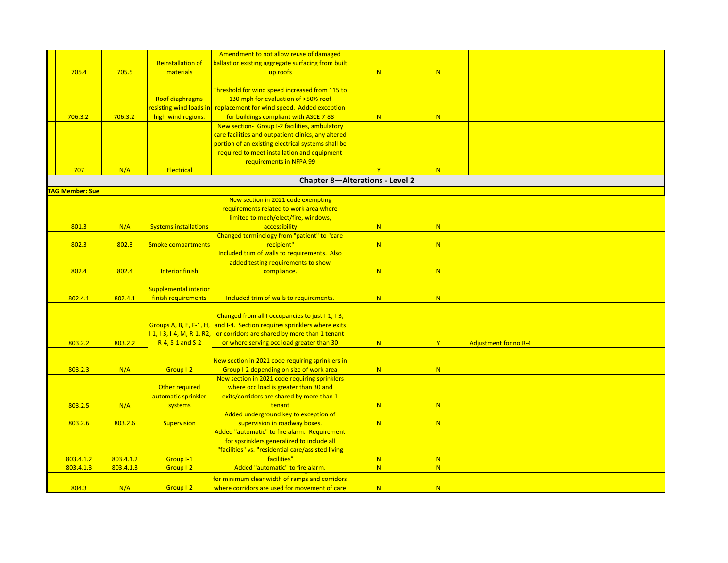| | | | | | | |
|---|---|---|---|---|---|---|
| 705.4 | 705.5 | Reinstallation of materials | Amendment to not allow reuse of damaged ballast or existing aggregate surfacing from built up roofs | N | N | |
| 706.3.2 | 706.3.2 | Roof diaphragms resisting wind loads in high-wind regions. | Threshold for wind speed increased from 115 to 130 mph for evaluation of >50% roof replacement for wind speed. Added exception for buildings compliant with ASCE 7-88 | N | N | |
| 707 | N/A | Electrical | New section- Group I-2 facilities, ambulatory care facilities and outpatient clinics, any altered portion of an existing electrical systems shall be required to meet installation and equipment requirements in NFPA 99 | Y | N | |

## Chapter 8—Alterations - Level 2

**TAG Member: Sue**

| | | | | | | |
|---|---|---|---|---|---|---|
| 801.3 | N/A | Systems installations | New section in 2021 code exempting requirements related to work area where limited to mech/elect/fire, windows, accessibility | N | N | |
| 802.3 | 802.3 | Smoke compartments | Changed terminology from "patient" to "care recipient" | N | N | |
| 802.4 | 802.4 | Interior finish | Included trim of walls to requirements. Also added testing requirements to show compliance. | N | N | |
| 802.4.1 | 802.4.1 | Supplemental interior finish requirements | Included trim of walls to requirements. | N | N | |
| 803.2.2 | 803.2.2 | Groups A, B, E, F-1, H, I-1, I-3, I-4, M, R-1, R2, R-4, S-1 and S-2 | Changed from all I occupancies to just I-1, I-3, and I-4. Section requires sprinklers where exits or corridors are shared by more than 1 tenant or where serving occ load greater than 30 | N | Y | Adjustment for no R-4 |
| 803.2.3 | N/A | Group I-2 | New section in 2021 code requiring sprinklers in Group I-2 depending on size of work area | N | N | |
| 803.2.5 | N/A | Other required automatic sprinkler systems | New section in 2021 code requiring sprinklers where occ load is greater than 30 and exits/corridors are shared by more than 1 tenant | N | N | |
| 803.2.6 | 803.2.6 | Supervision | Added underground key to exception of supervision in roadway boxes. | N | N | |
| 803.4.1.2 | 803.4.1.2 | Group I-1 | Added "automatic" to fire alarm. Requirement for spsrinklers generalized to include all "facilities" vs. "residential care/assisted living facilities" | N | N | |
| 803.4.1.3 | 803.4.1.3 | Group I-2 | Added "automatic" to fire alarm. | N | N | |
| 804.3 | N/A | Group I-2 | for minimum clear width of ramps and corridors where corridors are used for movement of care | N | N | |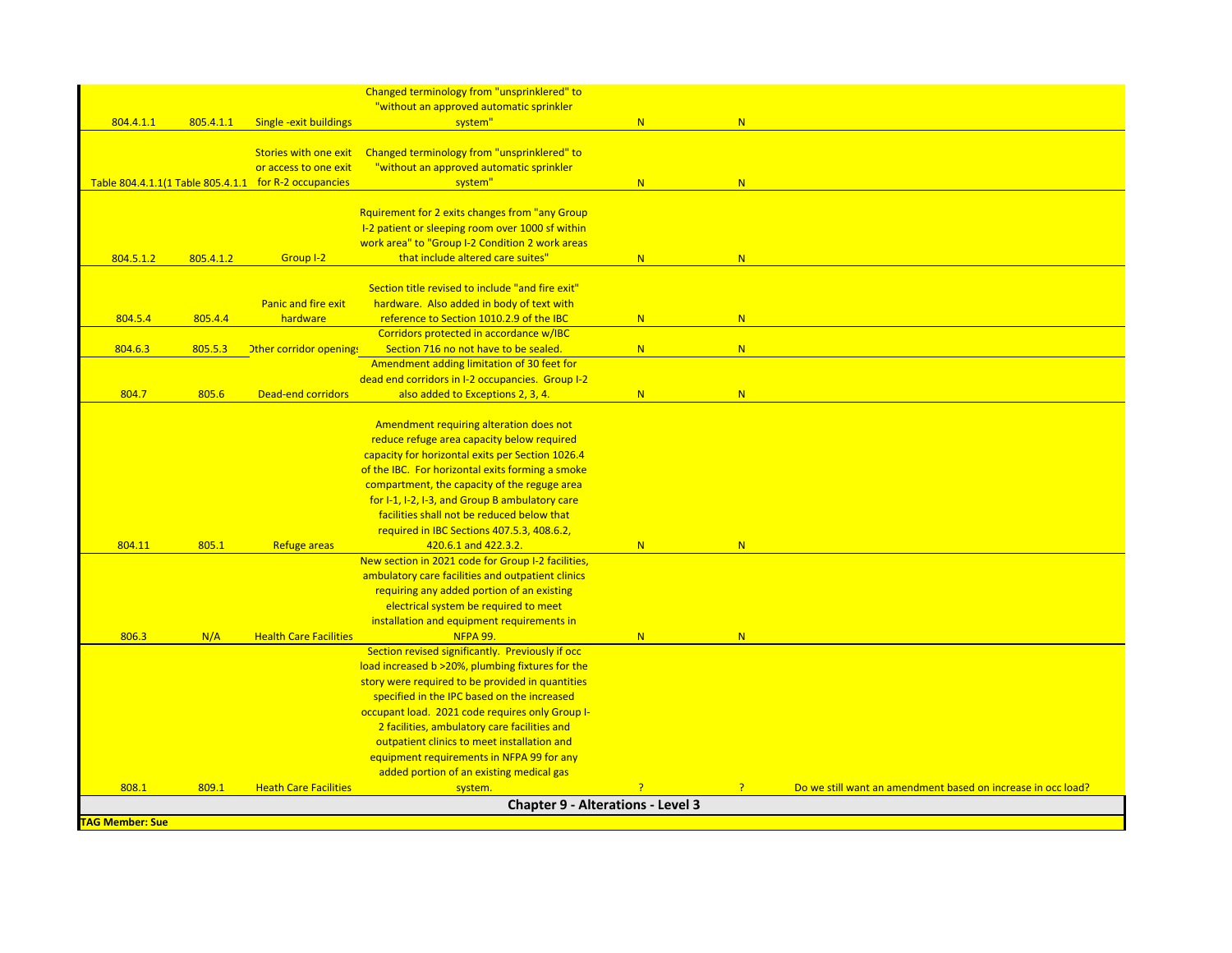| | | | | | | |
|---|---|---|---|---|---|---|
| 804.4.1.1 | 805.4.1.1 | Single -exit buildings | Changed terminology from "unsprinklered" to "without an approved automatic sprinkler system" | N | N | |
| Table 804.4.1.1(1 | Table 805.4.1.1 | Stories with one exit or access to one exit for R-2 occupancies | Changed terminology from "unsprinklered" to "without an approved automatic sprinkler system" | N | N | |
| 804.5.1.2 | 805.4.1.2 | Group I-2 | Rquirement for 2 exits changes from "any Group I-2 patient or sleeping room over 1000 sf within work area" to "Group I-2 Condition 2 work areas that include altered care suites" | N | N | |
| 804.5.4 | 805.4.4 | Panic and fire exit hardware | Section title revised to include "and fire exit" hardware. Also added in body of text with reference to Section 1010.2.9 of the IBC | N | N | |
| 804.6.3 | 805.5.3 | Other corridor openings | Corridors protected in accordance w/IBC Section 716 no not have to be sealed. | N | N | |
| 804.7 | 805.6 | Dead-end corridors | Amendment adding limitation of 30 feet for dead end corridors in I-2 occupancies. Group I-2 also added to Exceptions 2, 3, 4. | N | N | |
| 804.11 | 805.1 | Refuge areas | Amendment requiring alteration does not reduce refuge area capacity below required capacity for horizontal exits per Section 1026.4 of the IBC. For horizontal exits forming a smoke compartment, the capacity of the reguge area for I-1, I-2, I-3, and Group B ambulatory care facilities shall not be reduced below that required in IBC Sections 407.5.3, 408.6.2, 420.6.1 and 422.3.2. | N | N | |
| 806.3 | N/A | Health Care Facilities | New section in 2021 code for Group I-2 facilities, ambulatory care facilities and outpatient clinics requiring any added portion of an existing electrical system be required to meet installation and equipment requirements in NFPA 99. | N | N | |
| 808.1 | 809.1 | Heath Care Facilities | Section revised significantly. Previously if occ load increased b >20%, plumbing fixtures for the story were required to be provided in quantities specified in the IPC based on the increased occupant load. 2021 code requires only Group I-2 facilities, ambulatory care facilities and outpatient clinics to meet installation and equipment requirements in NFPA 99 for any added portion of an existing medical gas system. | ? | ? | Do we still want an amendment based on increase in occ load? |
| | | | **Chapter 9 - Alterations - Level 3** | | | |
| **TAG Member: Sue** | | | | | | |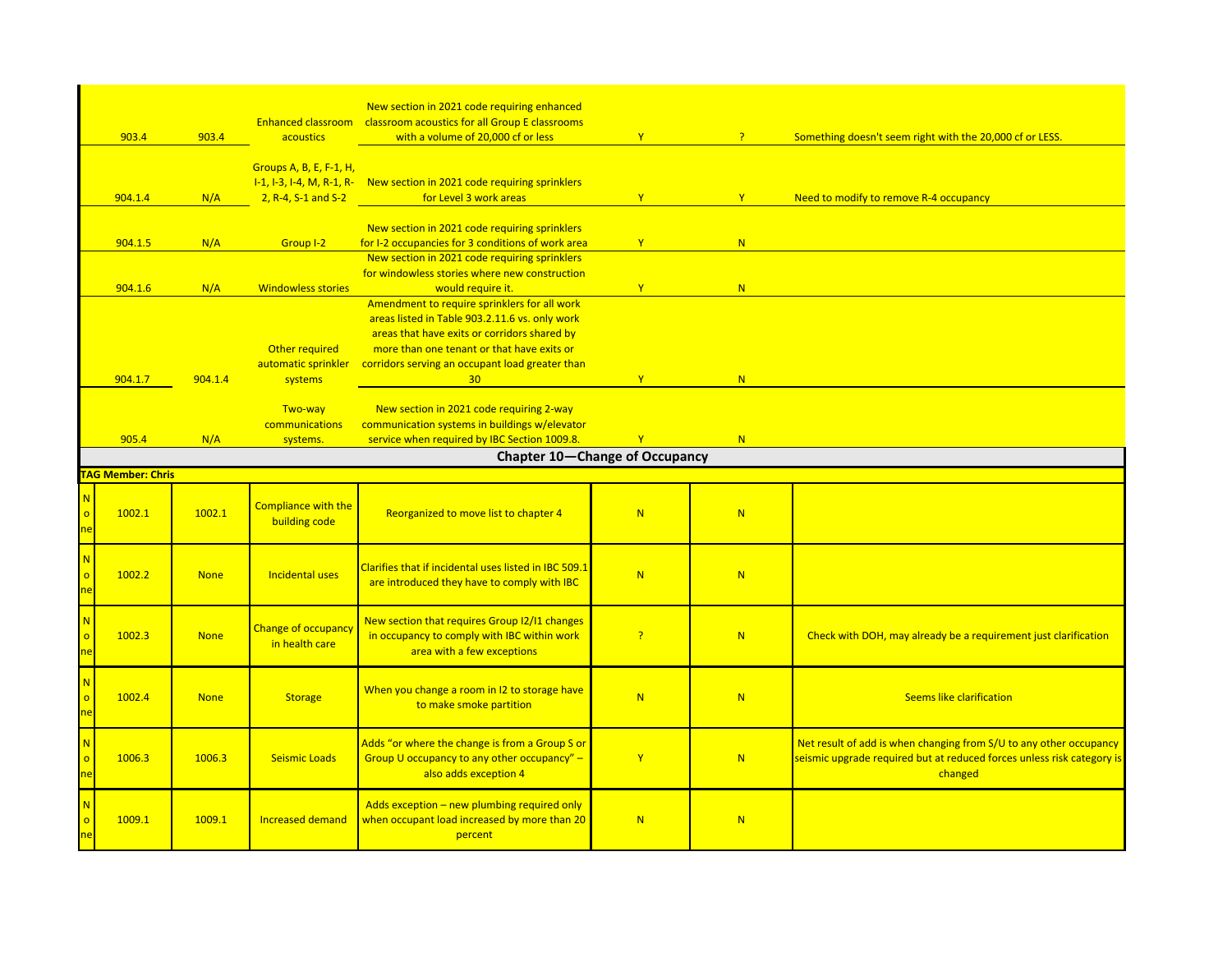| | | | | | | | |
|---|---|---|---|---|---|---|---|
| | 903.4 | 903.4 | Enhanced classroom acoustics | New section in 2021 code requiring enhanced classroom acoustics for all Group E classrooms with a volume of 20,000 cf or less | Y | ? | Something doesn't seem right with the 20,000 cf or LESS. |
| | 904.1.4 | N/A | Groups A, B, E, F-1, H, I-1, I-3, I-4, M, R-1, R-2, R-4, S-1 and S-2 | New section in 2021 code requiring sprinklers for Level 3 work areas | Y | Y | Need to modify to remove R-4 occupancy |
| | 904.1.5 | N/A | Group I-2 | New section in 2021 code requiring sprinklers for I-2 occupancies for 3 conditions of work area | Y | N | |
| | 904.1.6 | N/A | Windowless stories | New section in 2021 code requiring sprinklers for windowless stories where new construction would require it. | Y | N | |
| | 904.1.7 | 904.1.4 | Other required automatic sprinkler systems | Amendment to require sprinklers for all work areas listed in Table 903.2.11.6 vs. only work areas that have exits or corridors shared by more than one tenant or that have exits or corridors serving an occupant load greater than 30 | Y | N | |
| | 905.4 | N/A | Two-way communications systems. | New section in 2021 code requiring 2-way communication systems in buildings w/elevator service when required by IBC Section 1009.8. | Y | N | |
| **Chapter 10—Change of Occupancy** | | | | | | | |
| **TAG Member: Chris** | | | | | | | |
| None | 1002.1 | 1002.1 | Compliance with the building code | Reorganized to move list to chapter 4 | N | N | |
| None | 1002.2 | None | Incidental uses | Clarifies that if incidental uses listed in IBC 509.1 are introduced they have to comply with IBC | N | N | |
| None | 1002.3 | None | Change of occupancy in health care | New section that requires Group I2/I1 changes in occupancy to comply with IBC within work area with a few exceptions | ? | N | Check with DOH, may already be a requirement just clarification |
| None | 1002.4 | None | Storage | When you change a room in I2 to storage have to make smoke partition | N | N | Seems like clarification |
| None | 1006.3 | 1006.3 | Seismic Loads | Adds "or where the change is from a Group S or Group U occupancy to any other occupancy" – also adds exception 4 | Y | N | Net result of add is when changing from S/U to any other occupancy seismic upgrade required but at reduced forces unless risk category is changed |
| None | 1009.1 | 1009.1 | Increased demand | Adds exception – new plumbing required only when occupant load increased by more than 20 percent | N | N | |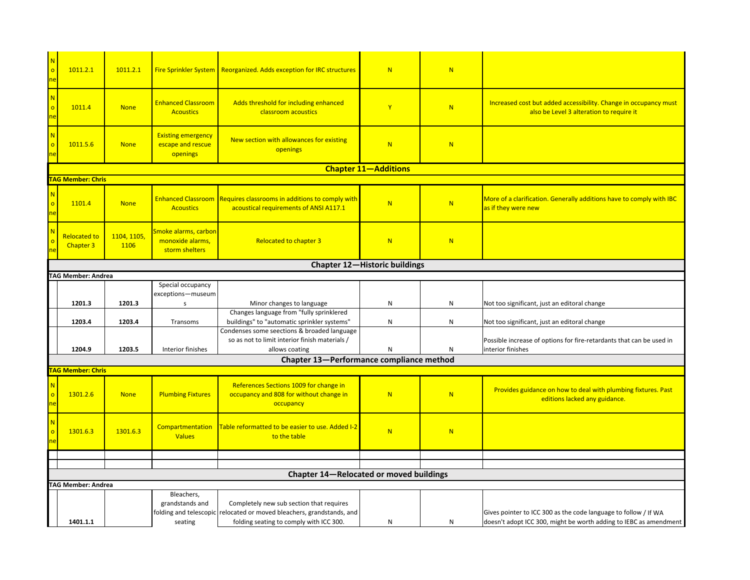| | | | | | | | |
|---|---|---|---|---|---|---|---|
| None | 1011.2.1 | 1011.2.1 | Fire Sprinkler System | Reorganized. Adds exception for IRC structures | N | N | |
| None | 1011.4 | None | Enhanced Classroom Acoustics | Adds threshold for including enhanced classroom acoustics | Y | N | Increased cost but added accessibility. Change in occupancy must also be Level 3 alteration to require it |
| None | 1011.5.6 | None | Existing emergency escape and rescue openings | New section with allowances for existing openings | N | N | |
| **Chapter 11—Additions** | | | | | | | |
| **TAG Member: Chris** | | | | | | | |
| None | 1101.4 | None | Enhanced Classroom Acoustics | Requires classrooms in additions to comply with acoustical requirements of ANSI A117.1 | N | N | More of a clarification. Generally additions have to comply with IBC as if they were new |
| None | Relocated to Chapter 3 | 1104, 1105, 1106 | Smoke alarms, carbon monoxide alarms, storm shelters | Relocated to chapter 3 | N | N | |
| **Chapter 12—Historic buildings** | | | | | | | |
| **TAG Member: Andrea** | | | | | | | |
| | **1201.3** | **1201.3** | Special occupancy exceptions—museums | Minor changes to language | N | N | Not too significant, just an editoral change |
| | **1203.4** | **1203.4** | Transoms | Changes language from "fully sprinklered buildings" to "automatic sprinkler systems" | N | N | Not too significant, just an editoral change |
| | **1204.9** | **1203.5** | Interior finishes | Condenses some seections & broaded language so as not to limit interior finish materials / allows coating | N | N | Possible increase of options for fire-retardants that can be used in interior finishes |
| **Chapter 13—Performance compliance method** | | | | | | | |
| **TAG Member: Chris** | | | | | | | |
| None | 1301.2.6 | None | Plumbing Fixtures | References Sections 1009 for change in occupancy and 808 for without change in occupancy | N | N | Provides guidance on how to deal with plumbing fixtures. Past editions lacked any guidance. |
| None | 1301.6.3 | 1301.6.3 | Compartmentation Values | Table reformatted to be easier to use. Added I-2 to the table | N | N | |
| | | | | | | | |
| | | | | | | | |
| **Chapter 14—Relocated or moved buildings** | | | | | | | |
| **TAG Member: Andrea** | | | | | | | |
| | **1401.1.1** | | Bleachers, grandstands and folding and telescopic seating | Completely new sub section that requires relocated or moved bleachers, grandstands, and folding seating to comply with ICC 300. | N | N | Gives pointer to ICC 300 as the code language to follow / If WA doesn't adopt ICC 300, might be worth adding to IEBC as amendment |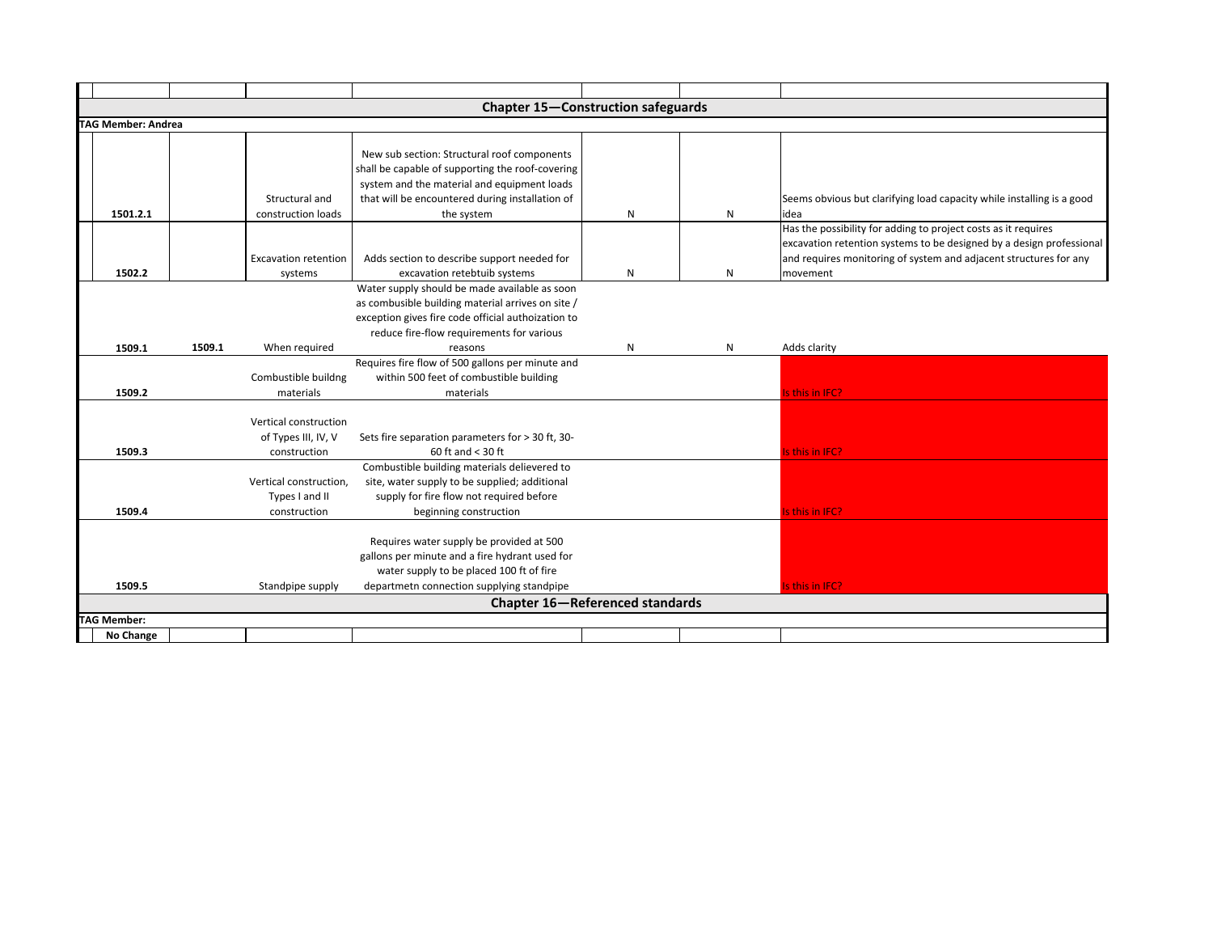| | | | | | | |
|---|---|---|---|---|---|---|
| | | | | | | |
| **Chapter 15—Construction safeguards** | | | | | | |
| **TAG Member: Andrea** | | | | | | |
| 1501.2.1 | | Structural and construction loads | New sub section: Structural roof components shall be capable of supporting the roof-covering system and the material and equipment loads that will be encountered during installation of the system | N | N | Seems obvious but clarifying load capacity while installing is a good idea |
| 1502.2 | | Excavation retention systems | Adds section to describe support needed for excavation retebtuib systems | N | N | Has the possibility for adding to project costs as it requires excavation retention systems to be designed by a design professional and requires monitoring of system and adjacent structures for any movement |
| 1509.1 | 1509.1 | When required | Water supply should be made available as soon as combusible building material arrives on site / exception gives fire code official authoization to reduce fire-flow requirements for various reasons | N | N | Adds clarity |
| 1509.2 | | Combustible buildng materials | Requires fire flow of 500 gallons per minute and within 500 feet of combustible building materials | | | Is this in IFC? |
| 1509.3 | | Vertical construction of Types III, IV, V construction | Sets fire separation parameters for > 30 ft, 30-60 ft and < 30 ft | | | Is this in IFC? |
| 1509.4 | | Vertical construction, Types I and II construction | Combustible building materials delievered to site, water supply to be supplied; additional supply for fire flow not required before beginning construction | | | Is this in IFC? |
| 1509.5 | | Standpipe supply | Requires water supply be provided at 500 gallons per minute and a fire hydrant used for water supply to be placed 100 ft of fire departmetn connection supplying standpipe | | | Is this in IFC? |
| **Chapter 16—Referenced standards** | | | | | | |
| **TAG Member:** | | | | | | |
| **No Change** | | | | | | |